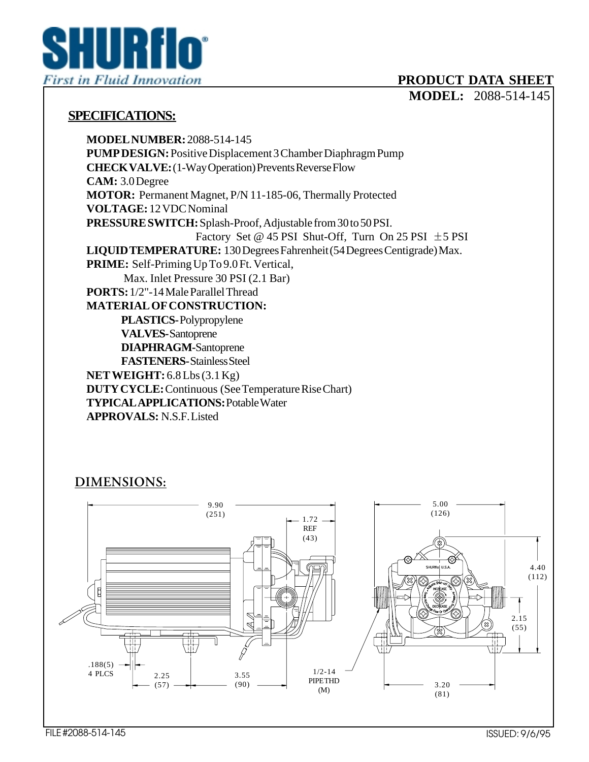# SHURflo®

*First in Fluid Innovation*

**PRODUCT DATA SHEET**

**MODEL:** 2088-514-145

## SPECIFICATIONS:

**MODEL NUMBER:** 2088-514-145
**PUMP DESIGN:** Positive Displacement 3 Chamber Diaphragm Pump
**CHECK VALVE:** (1-Way Operation) Prevents Reverse Flow
**CAM:** 3.0 Degree
**MOTOR:** Permanent Magnet, P/N 11-185-06, Thermally Protected
**VOLTAGE:** 12 VDC Nominal
**PRESSURE SWITCH:** Splash-Proof, Adjustable from 30 to 50 PSI.
Factory Set @ 45 PSI Shut-Off, Turn On 25 PSI ±5 PSI
**LIQUID TEMPERATURE:** 130 Degrees Fahrenheit (54 Degrees Centigrade) Max.
**PRIME:** Self-Priming Up To 9.0 Ft. Vertical,
Max. Inlet Pressure 30 PSI (2.1 Bar)
**PORTS:** 1/2"-14 Male Parallel Thread
**MATERIAL OF CONSTRUCTION:**

- **PLASTICS-** Polypropylene
- **VALVES-** Santoprene
- **DIAPHRAGM-** Santoprene
- **FASTENERS-** Stainless Steel

**NET WEIGHT:** 6.8 Lbs (3.1 Kg)
**DUTY CYCLE:** Continuous (See Temperature Rise Chart)
**TYPICAL APPLICATIONS:** Potable Water
**APPROVALS:** N.S.F. Listed

## DIMENSIONS:

9.90 (251)
1.72 REF (43)
.188(5) 4 PLCS
2.25 (57)
3.55 (90)
1/2-14 PIPE THD (M)
5.00 (126)
4.40 (112)
2.15 (55)
3.20 (81)

FILE #2088-514-145

ISSUED: 9/6/95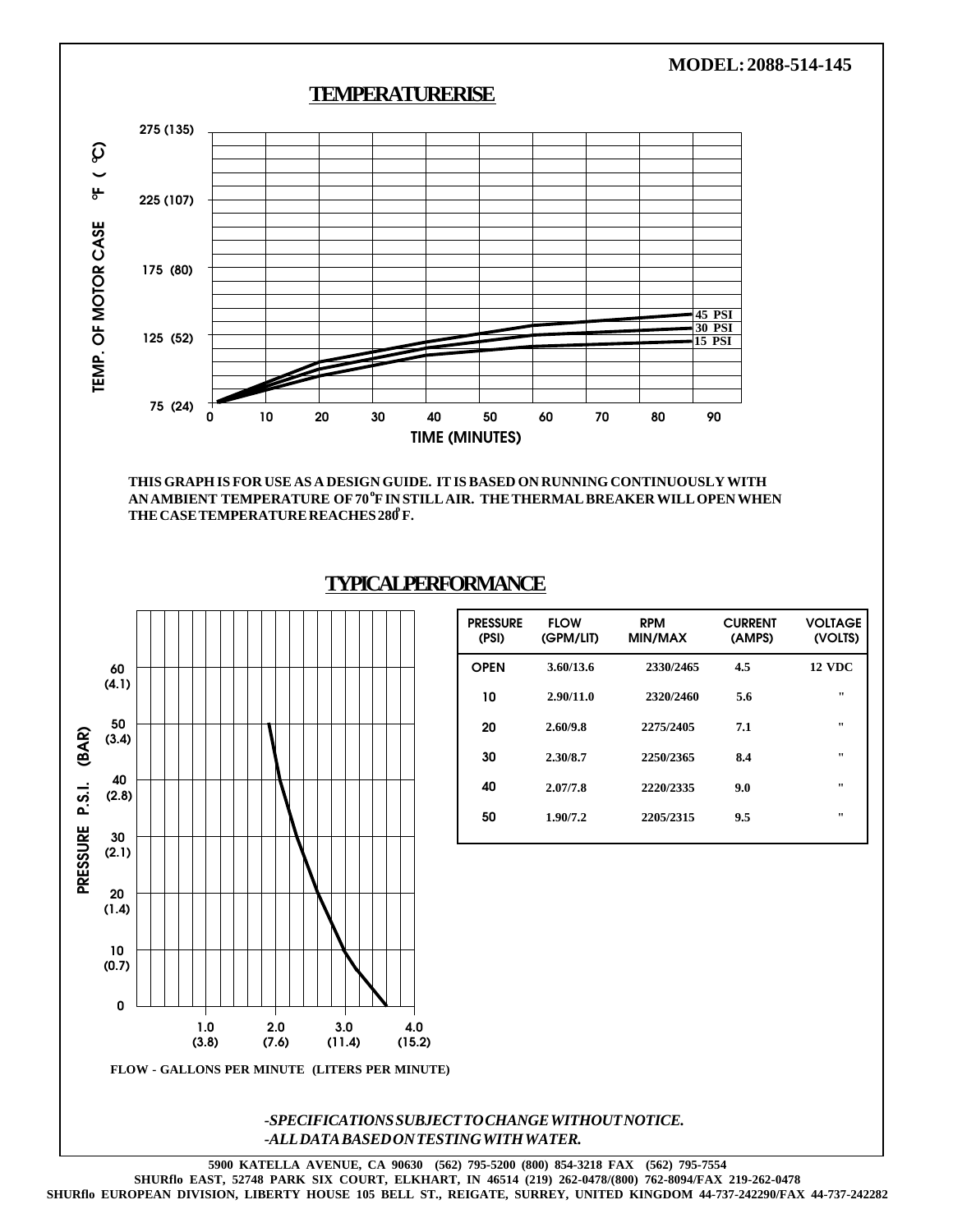**MODEL: 2088-514-145**

## TEMPERATURE RISE

TEMP. OF MOTOR CASE °F (°C)

275 (135)
225 (107)
175 (80)
125 (52)
75 (24)

0 10 20 30 40 50 60 70 80 90

TIME (MINUTES)

45 PSI
30 PSI
15 PSI

**THIS GRAPH IS FOR USE AS A DESIGN GUIDE. IT IS BASED ON RUNNING CONTINUOUSLY WITH AN AMBIENT TEMPERATURE OF 70°F IN STILL AIR. THE THERMAL BREAKER WILL OPEN WHEN THE CASE TEMPERATURE REACHES 280°F.**

## TYPICAL PERFORMANCE

PRESSURE P.S.I. (BAR)

60 (4.1)
50 (3.4)
40 (2.8)
30 (2.1)
20 (1.4)
10 (0.7)
0

1.0 (3.8)
2.0 (7.6)
3.0 (11.4)
4.0 (15.2)

**FLOW - GALLONS PER MINUTE (LITERS PER MINUTE)**

| PRESSURE (PSI) | FLOW (GPM/LIT) | RPM MIN/MAX | CURRENT (AMPS) | VOLTAGE (VOLTS) |
|---|---|---|---|---|
| OPEN | 3.60/13.6 | 2330/2465 | 4.5 | 12 VDC |
| 10 | 2.90/11.0 | 2320/2460 | 5.6 | " |
| 20 | 2.60/9.8 | 2275/2405 | 7.1 | " |
| 30 | 2.30/8.7 | 2250/2365 | 8.4 | " |
| 40 | 2.07/7.8 | 2220/2335 | 9.0 | " |
| 50 | 1.90/7.2 | 2205/2315 | 9.5 | " |

***-SPECIFICATIONS SUBJECT TO CHANGE WITHOUT NOTICE.***
***-ALL DATA BASED ON TESTING WITH WATER.***

**5900 KATELLA AVENUE, CA 90630 (562) 795-5200 (800) 854-3218 FAX (562) 795-7554**
**SHURflo EAST, 52748 PARK SIX COURT, ELKHART, IN 46514 (219) 262-0478/(800) 762-8094/FAX 219-262-0478**
**SHURflo EUROPEAN DIVISION, LIBERTY HOUSE 105 BELL ST., REIGATE, SURREY, UNITED KINGDOM 44-737-242290/FAX 44-737-242282**